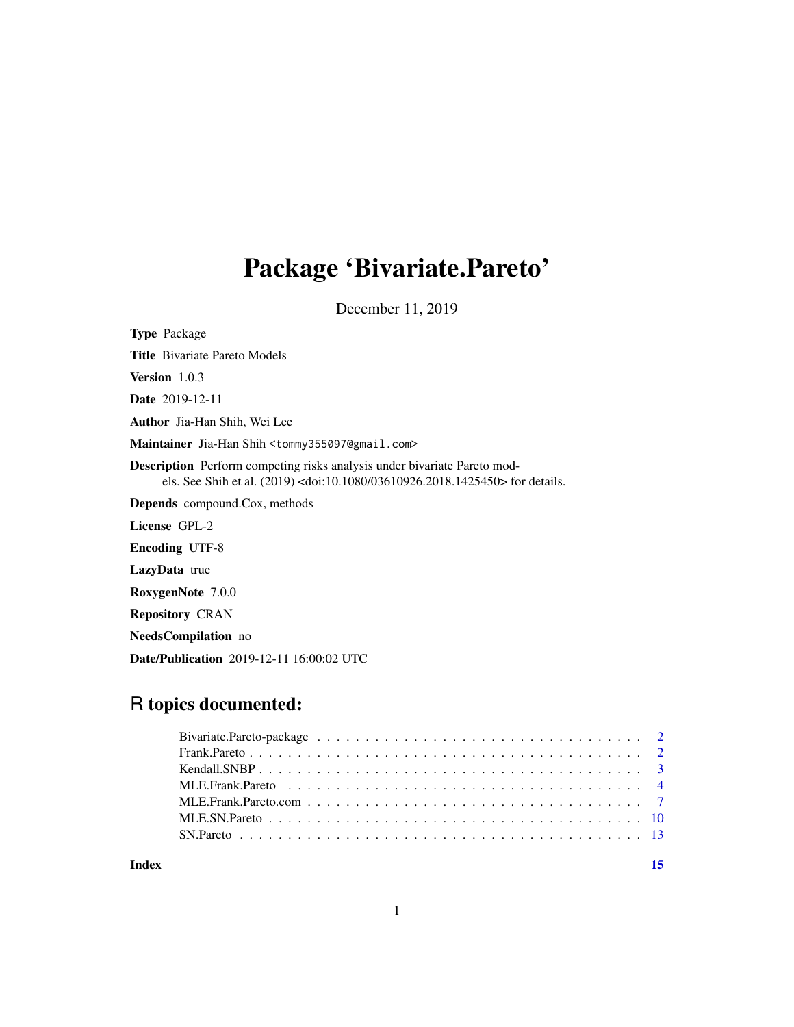# Package 'Bivariate.Pareto'

December 11, 2019

**Type** Package

**Title** Bivariate Pareto Models

**Version** 1.0.3

**Date** 2019-12-11

**Author** Jia-Han Shih, Wei Lee

**Maintainer** Jia-Han Shih <tommy355097@gmail.com>

**Description** Perform competing risks analysis under bivariate Pareto models. See Shih et al. (2019) <doi:10.1080/03610926.2018.1425450> for details.

**Depends** compound.Cox, methods

**License** GPL-2

**Encoding** UTF-8

**LazyData** true

**RoxygenNote** 7.0.0

**Repository** CRAN

**NeedsCompilation** no

**Date/Publication** 2019-12-11 16:00:02 UTC

## R topics documented:

| | |
|---|---|
| Bivariate.Pareto-package | 2 |
| Frank.Pareto | 2 |
| Kendall.SNBP | 3 |
| MLE.Frank.Pareto | 4 |
| MLE.Frank.Pareto.com | 7 |
| MLE.SN.Pareto | 10 |
| SN.Pareto | 13 |
| **Index** | **15** |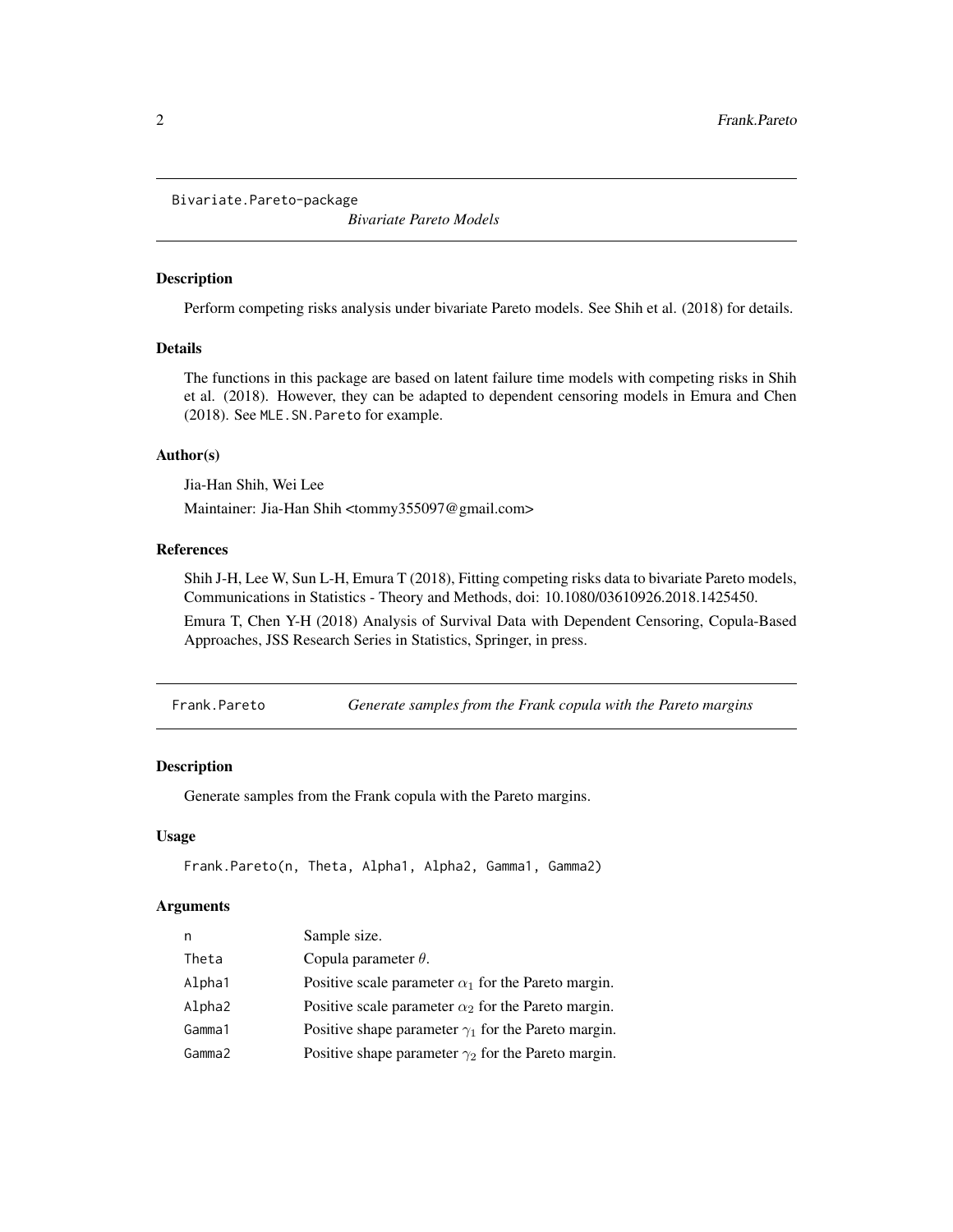# Bivariate.Pareto-package

*Bivariate Pareto Models*

## Description

Perform competing risks analysis under bivariate Pareto models. See Shih et al. (2018) for details.

## Details

The functions in this package are based on latent failure time models with competing risks in Shih et al. (2018). However, they can be adapted to dependent censoring models in Emura and Chen (2018). See `MLE.SN.Pareto` for example.

## Author(s)

Jia-Han Shih, Wei Lee

Maintainer: Jia-Han Shih <tommy355097@gmail.com>

## References

Shih J-H, Lee W, Sun L-H, Emura T (2018), Fitting competing risks data to bivariate Pareto models, Communications in Statistics - Theory and Methods, doi: 10.1080/03610926.2018.1425450.

Emura T, Chen Y-H (2018) Analysis of Survival Data with Dependent Censoring, Copula-Based Approaches, JSS Research Series in Statistics, Springer, in press.

# Frank.Pareto

*Generate samples from the Frank copula with the Pareto margins*

## Description

Generate samples from the Frank copula with the Pareto margins.

## Usage

```
Frank.Pareto(n, Theta, Alpha1, Alpha2, Gamma1, Gamma2)
```

## Arguments

| | |
|---|---|
| `n` | Sample size. |
| `Theta` | Copula parameter $\theta$. |
| `Alpha1` | Positive scale parameter $\alpha_1$ for the Pareto margin. |
| `Alpha2` | Positive scale parameter $\alpha_2$ for the Pareto margin. |
| `Gamma1` | Positive shape parameter $\gamma_1$ for the Pareto margin. |
| `Gamma2` | Positive shape parameter $\gamma_2$ for the Pareto margin. |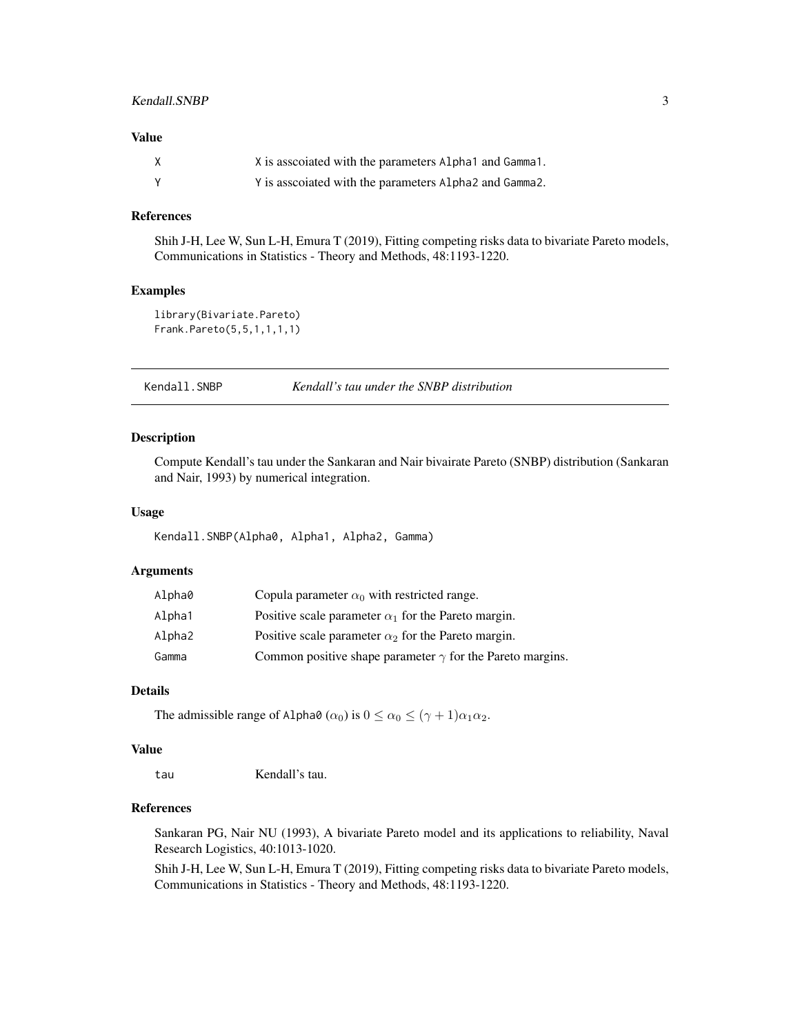### Value

| | |
|---|---|
| `X` | `X` is asscoiated with the parameters `Alpha1` and `Gamma1`. |
| `Y` | `Y` is asscoiated with the parameters `Alpha2` and `Gamma2`. |

### References

Shih J-H, Lee W, Sun L-H, Emura T (2019), Fitting competing risks data to bivariate Pareto models, Communications in Statistics - Theory and Methods, 48:1193-1220.

### Examples

```
library(Bivariate.Pareto)
Frank.Pareto(5,5,1,1,1,1)
```

---

## `Kendall.SNBP` *Kendall's tau under the SNBP distribution*

---

### Description

Compute Kendall's tau under the Sankaran and Nair bivairate Pareto (SNBP) distribution (Sankaran and Nair, 1993) by numerical integration.

### Usage

```
Kendall.SNBP(Alpha0, Alpha1, Alpha2, Gamma)
```

### Arguments

| | |
|---|---|
| `Alpha0` | Copula parameter $\alpha_0$ with restricted range. |
| `Alpha1` | Positive scale parameter $\alpha_1$ for the Pareto margin. |
| `Alpha2` | Positive scale parameter $\alpha_2$ for the Pareto margin. |
| `Gamma` | Common positive shape parameter $\gamma$ for the Pareto margins. |

### Details

The admissible range of `Alpha0` ($\alpha_0$) is $0 \leq \alpha_0 \leq (\gamma + 1)\alpha_1\alpha_2$.

### Value

| | |
|---|---|
| `tau` | Kendall's tau. |

### References

Sankaran PG, Nair NU (1993), A bivariate Pareto model and its applications to reliability, Naval Research Logistics, 40:1013-1020.

Shih J-H, Lee W, Sun L-H, Emura T (2019), Fitting competing risks data to bivariate Pareto models, Communications in Statistics - Theory and Methods, 48:1193-1220.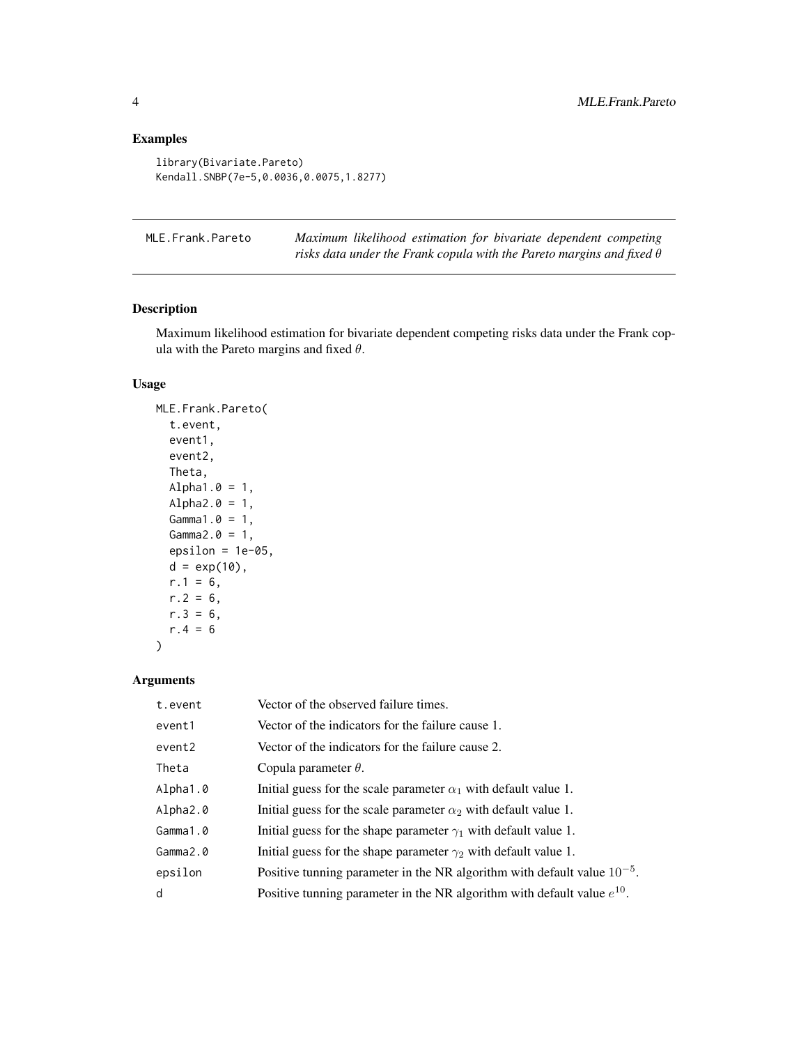## Examples

```
library(Bivariate.Pareto)
Kendall.SNBP(7e-5,0.0036,0.0075,1.8277)
```

---

`MLE.Frank.Pareto` *Maximum likelihood estimation for bivariate dependent competing risks data under the Frank copula with the Pareto margins and fixed $\theta$*

---

## Description

Maximum likelihood estimation for bivariate dependent competing risks data under the Frank copula with the Pareto margins and fixed $\theta$.

## Usage

```
MLE.Frank.Pareto(
  t.event,
  event1,
  event2,
  Theta,
  Alpha1.0 = 1,
  Alpha2.0 = 1,
  Gamma1.0 = 1,
  Gamma2.0 = 1,
  epsilon = 1e-05,
  d = exp(10),
  r.1 = 6,
  r.2 = 6,
  r.3 = 6,
  r.4 = 6
)
```

## Arguments

| | |
|---|---|
| `t.event` | Vector of the observed failure times. |
| `event1` | Vector of the indicators for the failure cause 1. |
| `event2` | Vector of the indicators for the failure cause 2. |
| `Theta` | Copula parameter $\theta$. |
| `Alpha1.0` | Initial guess for the scale parameter $\alpha_1$ with default value 1. |
| `Alpha2.0` | Initial guess for the scale parameter $\alpha_2$ with default value 1. |
| `Gamma1.0` | Initial guess for the shape parameter $\gamma_1$ with default value 1. |
| `Gamma2.0` | Initial guess for the shape parameter $\gamma_2$ with default value 1. |
| `epsilon` | Positive tunning parameter in the NR algorithm with default value $10^{-5}$. |
| `d` | Positive tunning parameter in the NR algorithm with default value $e^{10}$. |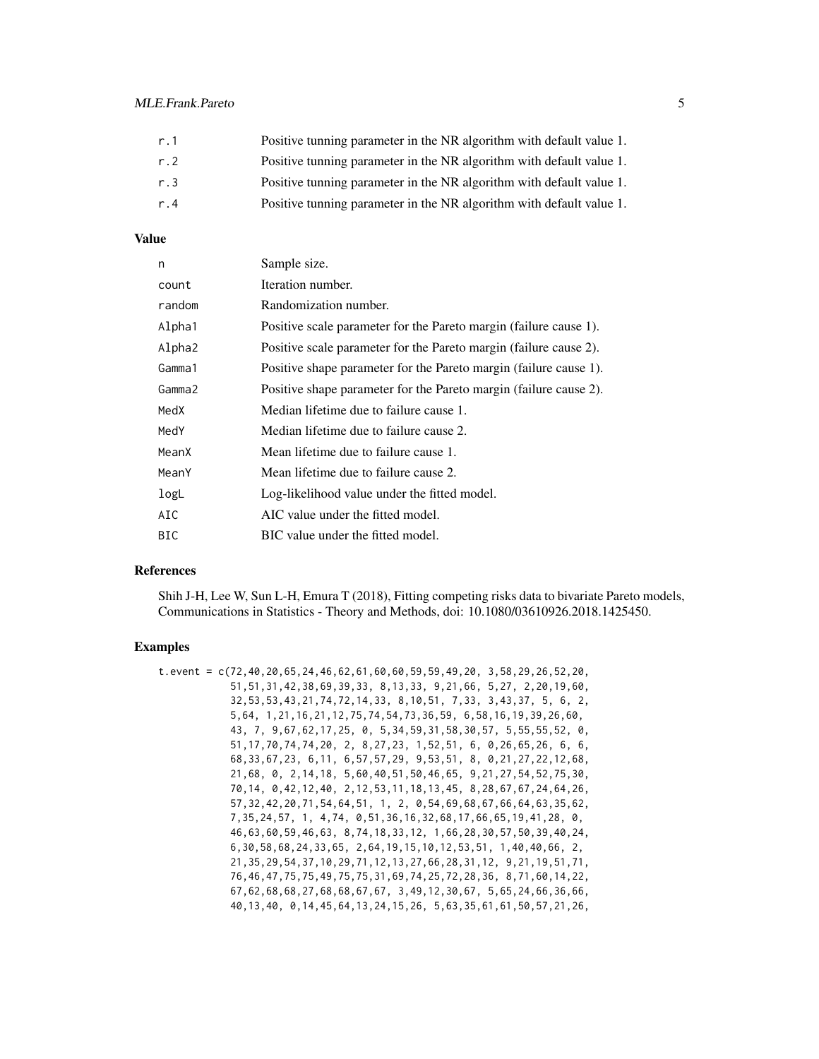| | |
|---|---|
| r.1 | Positive tunning parameter in the NR algorithm with default value 1. |
| r.2 | Positive tunning parameter in the NR algorithm with default value 1. |
| r.3 | Positive tunning parameter in the NR algorithm with default value 1. |
| r.4 | Positive tunning parameter in the NR algorithm with default value 1. |

### Value

| | |
|---|---|
| n | Sample size. |
| count | Iteration number. |
| random | Randomization number. |
| Alpha1 | Positive scale parameter for the Pareto margin (failure cause 1). |
| Alpha2 | Positive scale parameter for the Pareto margin (failure cause 2). |
| Gamma1 | Positive shape parameter for the Pareto margin (failure cause 1). |
| Gamma2 | Positive shape parameter for the Pareto margin (failure cause 2). |
| MedX | Median lifetime due to failure cause 1. |
| MedY | Median lifetime due to failure cause 2. |
| MeanX | Mean lifetime due to failure cause 1. |
| MeanY | Mean lifetime due to failure cause 2. |
| logL | Log-likelihood value under the fitted model. |
| AIC | AIC value under the fitted model. |
| BIC | BIC value under the fitted model. |

### References

Shih J-H, Lee W, Sun L-H, Emura T (2018), Fitting competing risks data to bivariate Pareto models, Communications in Statistics - Theory and Methods, doi: 10.1080/03610926.2018.1425450.

### Examples

```
t.event = c(72,40,20,65,24,46,62,61,60,60,59,59,49,20, 3,58,29,26,52,20,
            51,51,31,42,38,69,39,33, 8,13,33, 9,21,66, 5,27, 2,20,19,60,
            32,53,53,43,21,74,72,14,33, 8,10,51, 7,33, 3,43,37, 5, 6, 2,
            5,64, 1,21,16,21,12,75,74,54,73,36,59, 6,58,16,19,39,26,60,
            43, 7, 9,67,62,17,25, 0, 5,34,59,31,58,30,57, 5,55,55,52, 0,
            51,17,70,74,74,20, 2, 8,27,23, 1,52,51, 6, 0,26,65,26, 6, 6,
            68,33,67,23, 6,11, 6,57,57,29, 9,53,51, 8, 0,21,27,22,12,68,
            21,68, 0, 2,14,18, 5,60,40,51,50,46,65, 9,21,27,54,52,75,30,
            70,14, 0,42,12,40, 2,12,53,11,18,13,45, 8,28,67,67,24,64,26,
            57,32,42,20,71,54,64,51, 1, 2, 0,54,69,68,67,66,64,63,35,62,
            7,35,24,57, 1, 4,74, 0,51,36,16,32,68,17,66,65,19,41,28, 0,
            46,63,60,59,46,63, 8,74,18,33,12, 1,66,28,30,57,50,39,40,24,
            6,30,58,68,24,33,65, 2,64,19,15,10,12,53,51, 1,40,40,66, 2,
            21,35,29,54,37,10,29,71,12,13,27,66,28,31,12, 9,21,19,51,71,
            76,46,47,75,75,49,75,75,31,69,74,25,72,28,36, 8,71,60,14,22,
            67,62,68,68,27,68,68,67,67, 3,49,12,30,67, 5,65,24,66,36,66,
            40,13,40, 0,14,45,64,13,24,15,26, 5,63,35,61,61,50,57,21,26,
```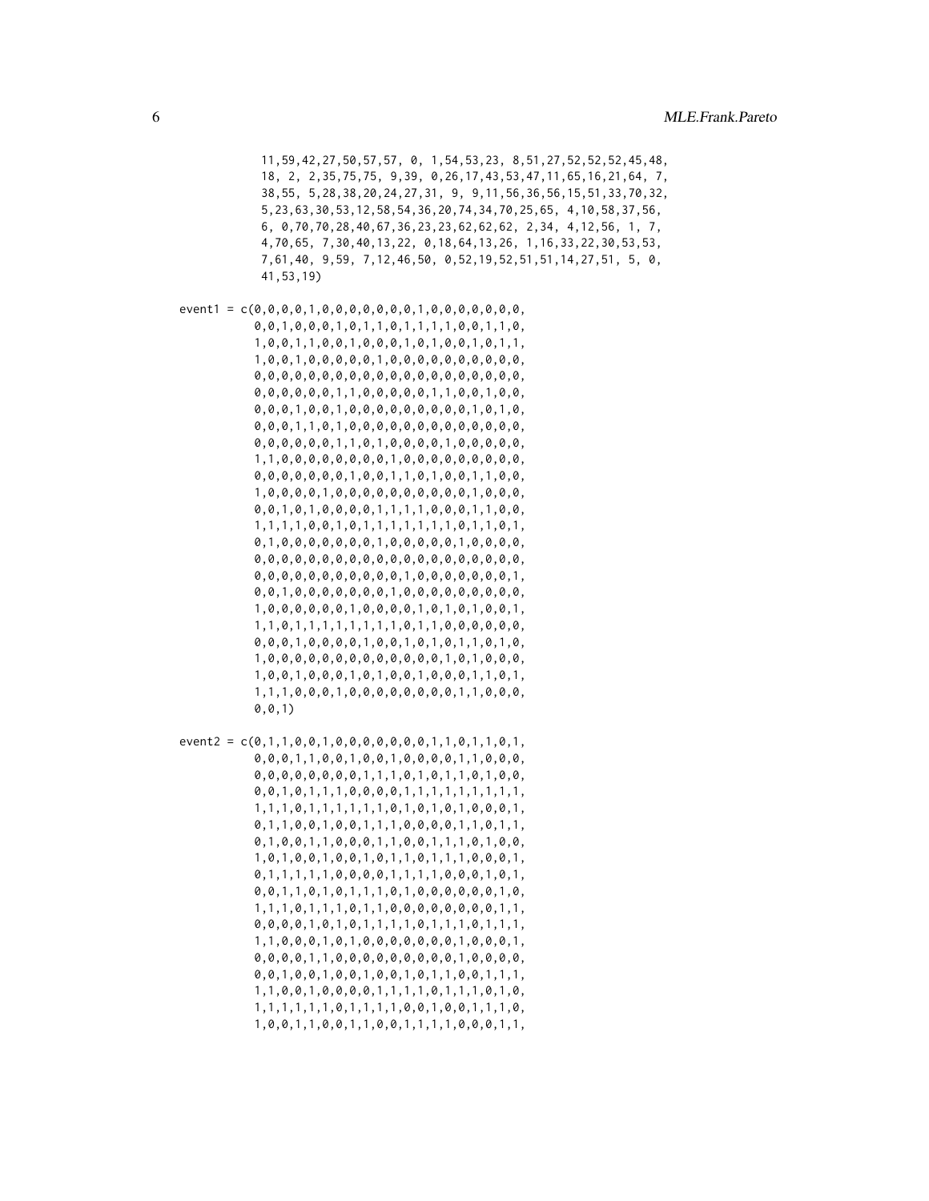```
            11,59,42,27,50,57,57, 0, 1,54,53,23, 8,51,27,52,52,52,45,48,
            18, 2, 2,35,75,75, 9,39, 0,26,17,43,53,47,11,65,16,21,64, 7,
            38,55, 5,28,38,20,24,27,31, 9, 9,11,56,36,56,15,51,33,70,32,
            5,23,63,30,53,12,58,54,36,20,74,34,70,25,65, 4,10,58,37,56,
            6, 0,70,70,28,40,67,36,23,23,62,62,62, 2,34, 4,12,56, 1, 7,
            4,70,65, 7,30,40,13,22, 0,18,64,13,26, 1,16,33,22,30,53,53,
            7,61,40, 9,59, 7,12,46,50, 0,52,19,52,51,51,14,27,51, 5, 0,
            41,53,19)

event1 = c(0,0,0,0,1,0,0,0,0,0,0,0,1,0,0,0,0,0,0,0,
           0,0,1,0,0,0,1,0,1,1,0,1,1,1,1,0,0,1,1,0,
           1,0,0,1,1,0,0,1,0,0,0,1,0,1,0,0,1,0,1,1,
           1,0,0,1,0,0,0,0,0,1,0,0,0,0,0,0,0,0,0,0,
           0,0,0,0,0,0,0,0,0,0,0,0,0,0,0,0,0,0,0,0,
           0,0,0,0,0,0,1,1,0,0,0,0,0,1,1,0,0,1,0,0,
           0,0,0,1,0,0,1,0,0,0,0,0,0,0,0,0,1,0,1,0,
           0,0,0,1,1,0,1,0,0,0,0,0,0,0,0,0,0,0,0,0,
           0,0,0,0,0,0,1,1,0,1,0,0,0,0,1,0,0,0,0,0,
           1,1,0,0,0,0,0,0,0,0,1,0,0,0,0,0,0,0,0,0,
           0,0,0,0,0,0,0,1,0,0,1,1,0,1,0,0,1,1,0,0,
           1,0,0,0,0,1,0,0,0,0,0,0,0,0,0,0,1,0,0,0,
           0,0,1,0,1,0,0,0,0,1,1,1,1,0,0,0,1,1,0,0,
           1,1,1,1,0,0,1,0,1,1,1,1,1,1,1,0,1,1,0,1,
           0,1,0,0,0,0,0,0,0,1,0,0,0,0,0,1,0,0,0,0,
           0,0,0,0,0,0,0,0,0,0,0,0,0,0,0,0,0,0,0,0,
           0,0,0,0,0,0,0,0,0,0,0,1,0,0,0,0,0,0,0,1,
           0,0,1,0,0,0,0,0,0,0,1,0,0,0,0,0,0,0,0,0,
           1,0,0,0,0,0,0,1,0,0,0,0,1,0,1,0,1,0,0,1,
           1,1,0,1,1,1,1,1,1,1,1,0,1,1,0,0,0,0,0,0,
           0,0,0,1,0,0,0,0,1,0,0,1,0,1,0,1,1,0,1,0,
           1,0,0,0,0,0,0,0,0,0,0,0,0,0,1,0,1,0,0,0,
           1,0,0,1,0,0,0,1,0,1,0,0,1,0,0,0,1,1,0,1,
           1,1,1,0,0,0,1,0,0,0,0,0,0,0,0,1,1,0,0,0,
           0,0,1)

event2 = c(0,1,1,0,0,1,0,0,0,0,0,0,0,1,1,0,1,1,0,1,
           0,0,0,1,1,0,0,1,0,0,1,0,0,0,0,1,1,0,0,0,
           0,0,0,0,0,0,0,0,1,1,1,0,1,0,1,1,0,1,0,0,
           0,0,1,0,1,1,1,0,0,0,0,1,1,1,1,1,1,1,1,1,
           1,1,1,0,1,1,1,1,1,1,0,1,0,1,0,1,0,0,0,1,
           0,1,1,0,0,1,0,0,1,1,1,0,0,0,0,1,1,0,1,1,
           0,1,0,0,1,1,0,0,0,1,1,0,0,1,1,1,0,1,0,0,
           1,0,1,0,0,1,0,0,1,0,1,1,0,1,1,1,0,0,0,1,
           0,1,1,1,1,1,0,0,0,0,1,1,1,1,0,0,0,1,0,1,
           0,0,1,1,0,1,0,1,1,1,0,1,0,0,0,0,0,0,1,0,
           1,1,1,0,1,1,1,0,1,1,0,0,0,0,0,0,0,0,1,1,
           0,0,0,0,1,0,1,0,1,1,1,1,0,1,1,1,0,1,1,1,
           1,1,0,0,0,1,0,1,0,0,0,0,0,0,0,1,0,0,0,1,
           0,0,0,0,1,1,0,0,0,0,0,0,0,0,0,1,0,0,0,0,
           0,0,1,0,0,1,0,0,1,0,0,1,0,1,1,0,0,1,1,1,
           1,1,0,0,1,0,0,0,0,1,1,1,1,0,1,1,1,0,1,0,
           1,1,1,1,1,1,0,1,1,1,1,0,0,1,0,0,1,1,1,0,
           1,0,0,1,1,0,0,1,1,0,0,1,1,1,1,0,0,0,1,1,
```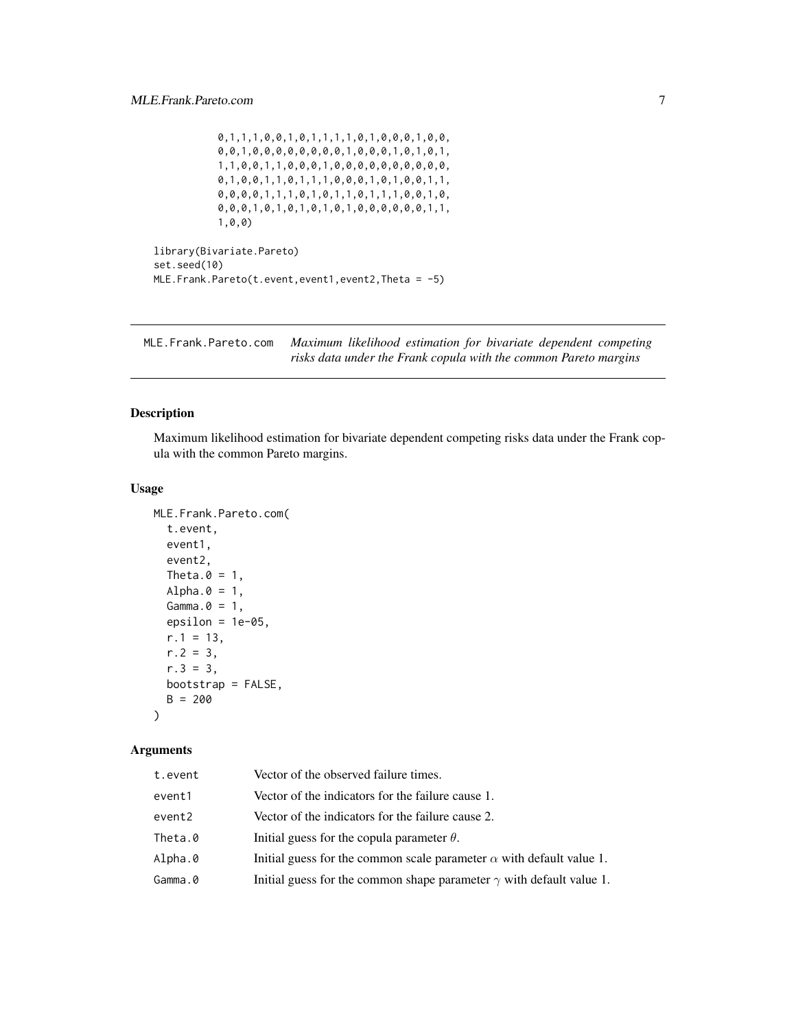```
           0,1,1,1,0,0,1,0,1,1,1,1,0,1,0,0,0,1,0,0,
           0,0,1,0,0,0,0,0,0,0,0,1,0,0,0,1,0,1,0,1,
           1,1,0,0,1,1,0,0,0,1,0,0,0,0,0,0,0,0,0,0,
           0,1,0,0,1,1,0,1,1,1,0,0,0,1,0,1,0,0,1,1,
           0,0,0,0,1,1,1,0,1,0,1,1,0,1,1,1,0,0,1,0,
           0,0,0,1,0,1,0,1,0,1,0,1,0,0,0,0,0,0,1,1,
           1,0,0)

library(Bivariate.Pareto)
set.seed(10)
MLE.Frank.Pareto(t.event,event1,event2,Theta = -5)
```

## MLE.Frank.Pareto.com *Maximum likelihood estimation for bivariate dependent competing risks data under the Frank copula with the common Pareto margins*

### Description

Maximum likelihood estimation for bivariate dependent competing risks data under the Frank copula with the common Pareto margins.

### Usage

```
MLE.Frank.Pareto.com(
  t.event,
  event1,
  event2,
  Theta.0 = 1,
  Alpha.0 = 1,
  Gamma.0 = 1,
  epsilon = 1e-05,
  r.1 = 13,
  r.2 = 3,
  r.3 = 3,
  bootstrap = FALSE,
  B = 200
)
```

### Arguments

| | |
|---|---|
| t.event | Vector of the observed failure times. |
| event1 | Vector of the indicators for the failure cause 1. |
| event2 | Vector of the indicators for the failure cause 2. |
| Theta.0 | Initial guess for the copula parameter $\theta$. |
| Alpha.0 | Initial guess for the common scale parameter $\alpha$ with default value 1. |
| Gamma.0 | Initial guess for the common shape parameter $\gamma$ with default value 1. |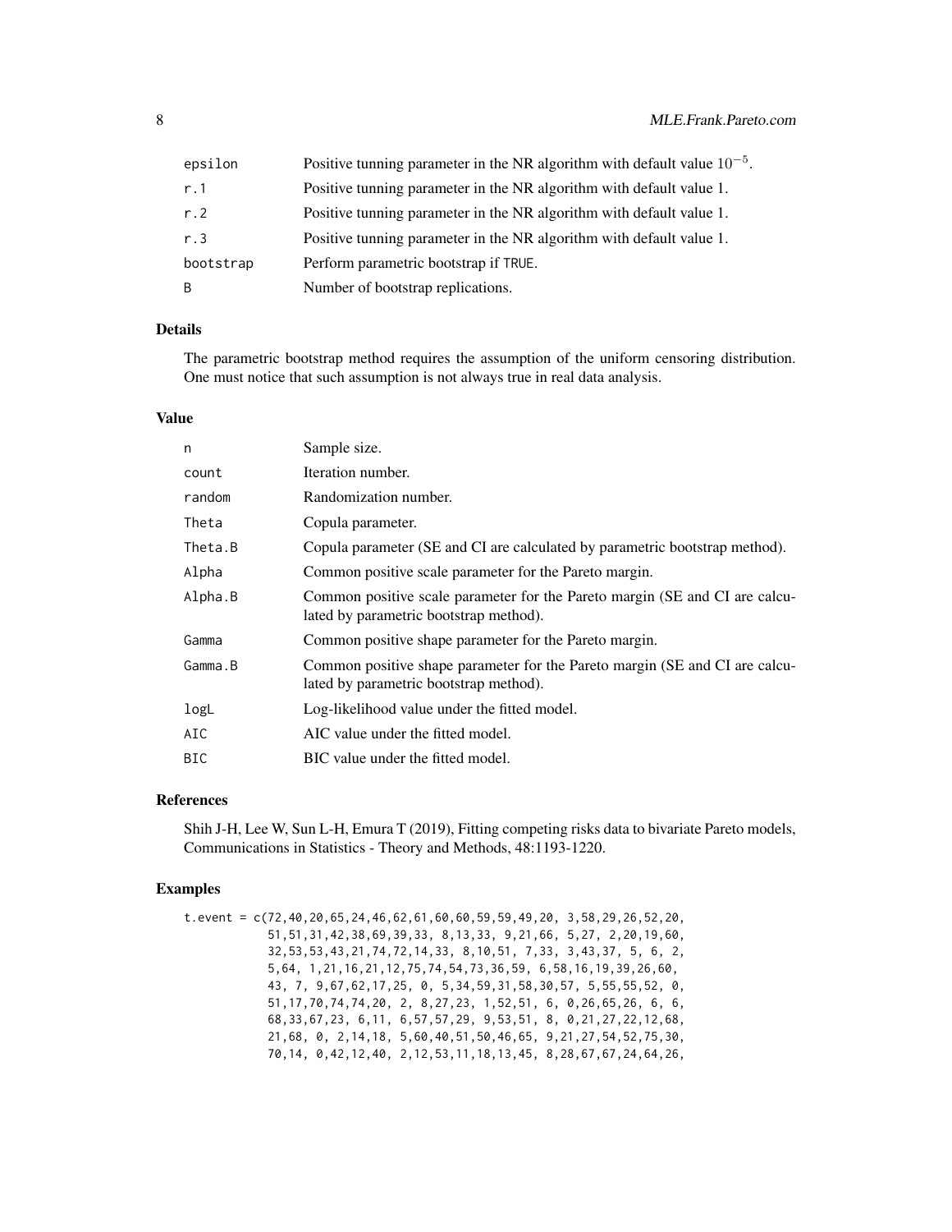| | |
|---|---|
| epsilon | Positive tunning parameter in the NR algorithm with default value $10^{-5}$. |
| r.1 | Positive tunning parameter in the NR algorithm with default value 1. |
| r.2 | Positive tunning parameter in the NR algorithm with default value 1. |
| r.3 | Positive tunning parameter in the NR algorithm with default value 1. |
| bootstrap | Perform parametric bootstrap if TRUE. |
| B | Number of bootstrap replications. |

### Details

The parametric bootstrap method requires the assumption of the uniform censoring distribution. One must notice that such assumption is not always true in real data analysis.

### Value

| | |
|---|---|
| n | Sample size. |
| count | Iteration number. |
| random | Randomization number. |
| Theta | Copula parameter. |
| Theta.B | Copula parameter (SE and CI are calculated by parametric bootstrap method). |
| Alpha | Common positive scale parameter for the Pareto margin. |
| Alpha.B | Common positive scale parameter for the Pareto margin (SE and CI are calculated by parametric bootstrap method). |
| Gamma | Common positive shape parameter for the Pareto margin. |
| Gamma.B | Common positive shape parameter for the Pareto margin (SE and CI are calculated by parametric bootstrap method). |
| logL | Log-likelihood value under the fitted model. |
| AIC | AIC value under the fitted model. |
| BIC | BIC value under the fitted model. |

### References

Shih J-H, Lee W, Sun L-H, Emura T (2019), Fitting competing risks data to bivariate Pareto models, Communications in Statistics - Theory and Methods, 48:1193-1220.

### Examples

```
t.event = c(72,40,20,65,24,46,62,61,60,60,59,59,49,20, 3,58,29,26,52,20,
            51,51,31,42,38,69,39,33, 8,13,33, 9,21,66, 5,27, 2,20,19,60,
            32,53,53,43,21,74,72,14,33, 8,10,51, 7,33, 3,43,37, 5, 6, 2,
            5,64, 1,21,16,21,12,75,74,54,73,36,59, 6,58,16,19,39,26,60,
            43, 7, 9,67,62,17,25, 0, 5,34,59,31,58,30,57, 5,55,55,52, 0,
            51,17,70,74,74,20, 2, 8,27,23, 1,52,51, 6, 0,26,65,26, 6, 6,
            68,33,67,23, 6,11, 6,57,57,29, 9,53,51, 8, 0,21,27,22,12,68,
            21,68, 0, 2,14,18, 5,60,40,51,50,46,65, 9,21,27,54,52,75,30,
            70,14, 0,42,12,40, 2,12,53,11,18,13,45, 8,28,67,67,24,64,26,
```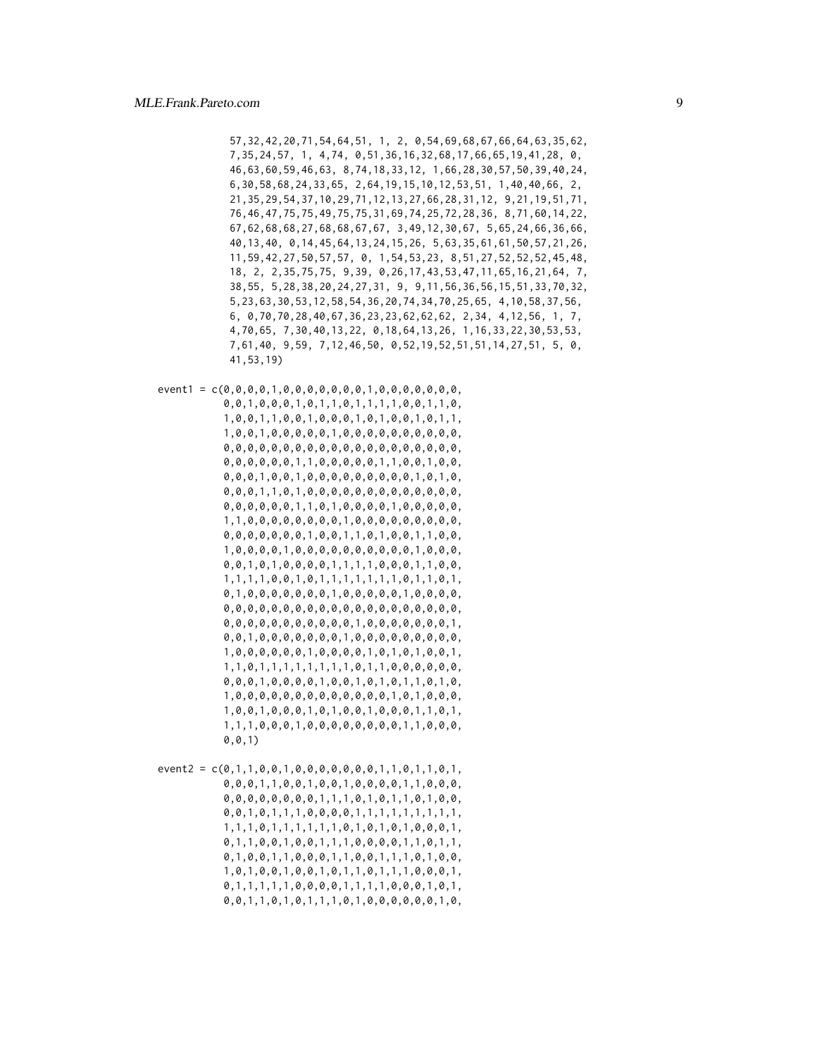```
57,32,42,20,71,54,64,51, 1, 2, 0,54,69,68,67,66,64,63,35,62,
7,35,24,57, 1, 4,74, 0,51,36,16,32,68,17,66,65,19,41,28, 0,
46,63,60,59,46,63, 8,74,18,33,12, 1,66,28,30,57,50,39,40,24,
6,30,58,68,24,33,65, 2,64,19,15,10,12,53,51, 1,40,40,66, 2,
21,35,29,54,37,10,29,71,12,13,27,66,28,31,12, 9,21,19,51,71,
76,46,47,75,75,49,75,75,31,69,74,25,72,28,36, 8,71,60,14,22,
67,62,68,68,27,68,68,67,67, 3,49,12,30,67, 5,65,24,66,36,66,
40,13,40, 0,14,45,64,13,24,15,26, 5,63,35,61,61,50,57,21,26,
11,59,42,27,50,57,57, 0, 1,54,53,23, 8,51,27,52,52,52,45,48,
18, 2, 2,35,75,75, 9,39, 0,26,17,43,53,47,11,65,16,21,64, 7,
38,55, 5,28,38,20,24,27,31, 9, 9,11,56,36,56,15,51,33,70,32,
5,23,63,30,53,12,58,54,36,20,74,34,70,25,65, 4,10,58,37,56,
6, 0,70,70,28,40,67,36,23,23,62,62,62, 2,34, 4,12,56, 1, 7,
4,70,65, 7,30,40,13,22, 0,18,64,13,26, 1,16,33,22,30,53,53,
7,61,40, 9,59, 7,12,46,50, 0,52,19,52,51,51,14,27,51, 5, 0,
41,53,19)

event1 = c(0,0,0,0,1,0,0,0,0,0,0,0,1,0,0,0,0,0,0,0,
         0,0,1,0,0,0,1,0,1,1,0,1,1,1,1,0,0,1,1,0,
         1,0,0,1,1,0,0,1,0,0,0,1,0,1,0,0,1,0,1,1,
         1,0,0,1,0,0,0,0,0,1,0,0,0,0,0,0,0,0,0,0,
         0,0,0,0,0,0,0,0,0,0,0,0,0,0,0,0,0,0,0,0,
         0,0,0,0,0,0,1,1,0,0,0,0,0,1,1,0,0,1,0,0,
         0,0,0,1,0,0,1,0,0,0,0,0,0,0,0,0,1,0,1,0,
         0,0,0,1,1,0,1,0,0,0,0,0,0,0,0,0,0,0,0,0,
         0,0,0,0,0,0,1,1,0,1,0,0,0,0,1,0,0,0,0,0,
         1,1,0,0,0,0,0,0,0,0,1,0,0,0,0,0,0,0,0,0,
         0,0,0,0,0,0,0,1,0,0,1,1,0,1,0,0,1,1,0,0,
         1,0,0,0,0,1,0,0,0,0,0,0,0,0,0,0,1,0,0,0,
         0,0,1,0,1,0,0,0,0,1,1,1,1,0,0,0,1,1,0,0,
         1,1,1,1,0,0,1,0,1,1,1,1,1,1,1,0,1,1,0,1,
         0,1,0,0,0,0,0,0,0,1,0,0,0,0,0,1,0,0,0,0,
         0,0,0,0,0,0,0,0,0,0,0,0,0,0,0,0,0,0,0,0,
         0,0,0,0,0,0,0,0,0,0,0,1,0,0,0,0,0,0,0,1,
         0,0,1,0,0,0,0,0,0,0,1,0,0,0,0,0,0,0,0,0,
         1,0,0,0,0,0,0,1,0,0,0,0,1,0,1,0,1,0,0,1,
         1,1,0,1,1,1,1,1,1,1,1,0,1,1,0,0,0,0,0,0,
         0,0,0,1,0,0,0,0,1,0,0,1,0,1,0,1,1,0,1,0,
         1,0,0,0,0,0,0,0,0,0,0,0,0,0,1,0,1,0,0,0,
         1,0,0,1,0,0,0,1,0,1,0,0,1,0,0,0,1,1,0,1,
         1,1,1,0,0,0,1,0,0,0,0,0,0,0,0,1,1,0,0,0,
         0,0,1)

event2 = c(0,1,1,0,0,1,0,0,0,0,0,0,0,1,1,0,1,1,0,1,
         0,0,0,1,1,0,0,1,0,0,1,0,0,0,0,1,1,0,0,0,
         0,0,0,0,0,0,0,0,1,1,1,0,1,0,1,1,0,1,0,0,
         0,0,1,0,1,1,1,0,0,0,0,1,1,1,1,1,1,1,1,1,
         1,1,1,0,1,1,1,1,1,1,0,1,0,1,0,1,0,0,0,1,
         0,1,1,0,0,1,0,0,1,1,1,0,0,0,0,1,1,0,1,1,
         0,1,0,0,1,1,0,0,0,1,1,0,0,1,1,1,0,1,0,0,
         1,0,1,0,0,1,0,0,1,0,1,1,0,1,1,1,0,0,0,1,
         0,1,1,1,1,1,0,0,0,0,1,1,1,1,0,0,0,1,0,1,
         0,0,1,1,0,1,0,1,1,1,0,1,0,0,0,0,0,0,1,0,
```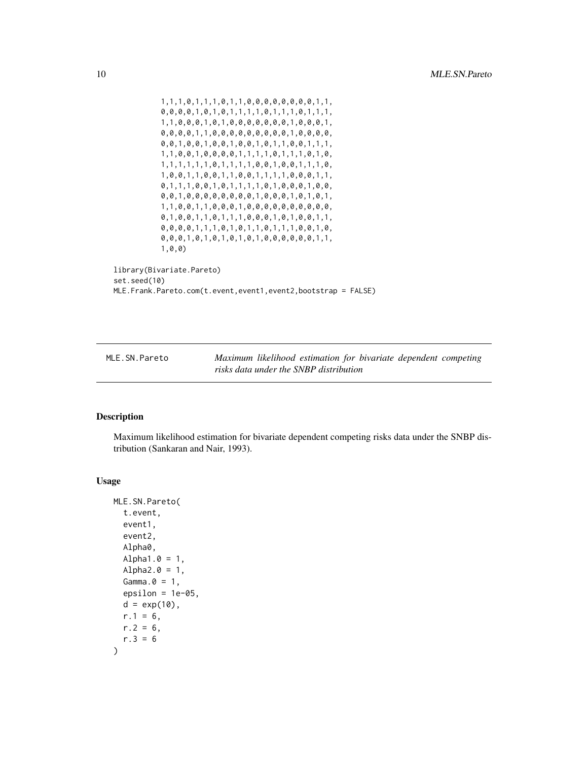```
            1,1,1,0,1,1,1,0,1,1,0,0,0,0,0,0,0,0,1,1,
            0,0,0,0,1,0,1,0,1,1,1,1,0,1,1,1,0,1,1,1,
            1,1,0,0,0,1,0,1,0,0,0,0,0,0,0,1,0,0,0,1,
            0,0,0,0,1,1,0,0,0,0,0,0,0,0,0,1,0,0,0,0,
            0,0,1,0,0,1,0,0,1,0,0,1,0,1,1,0,0,1,1,1,
            1,1,0,0,1,0,0,0,0,1,1,1,1,0,1,1,1,0,1,0,
            1,1,1,1,1,1,0,1,1,1,1,0,0,1,0,0,1,1,1,0,
            1,0,0,1,1,0,0,1,1,0,0,1,1,1,1,0,0,0,1,1,
            0,1,1,1,0,0,1,0,1,1,1,1,0,1,0,0,0,1,0,0,
            0,0,1,0,0,0,0,0,0,0,0,1,0,0,0,1,0,1,0,1,
            1,1,0,0,1,1,0,0,0,1,0,0,0,0,0,0,0,0,0,0,
            0,1,0,0,1,1,0,1,1,1,0,0,0,1,0,1,0,0,1,1,
            0,0,0,0,1,1,1,0,1,0,1,1,0,1,1,1,0,0,1,0,
            0,0,0,1,0,1,0,1,0,1,0,1,0,0,0,0,0,0,1,1,
            1,0,0)

library(Bivariate.Pareto)
set.seed(10)
MLE.Frank.Pareto.com(t.event,event1,event2,bootstrap = FALSE)
```

## MLE.SN.Pareto — *Maximum likelihood estimation for bivariate dependent competing risks data under the SNBP distribution*

### Description

Maximum likelihood estimation for bivariate dependent competing risks data under the SNBP distribution (Sankaran and Nair, 1993).

### Usage

```
MLE.SN.Pareto(
  t.event,
  event1,
  event2,
  Alpha0,
  Alpha1.0 = 1,
  Alpha2.0 = 1,
  Gamma.0 = 1,
  epsilon = 1e-05,
  d = exp(10),
  r.1 = 6,
  r.2 = 6,
  r.3 = 6
)
```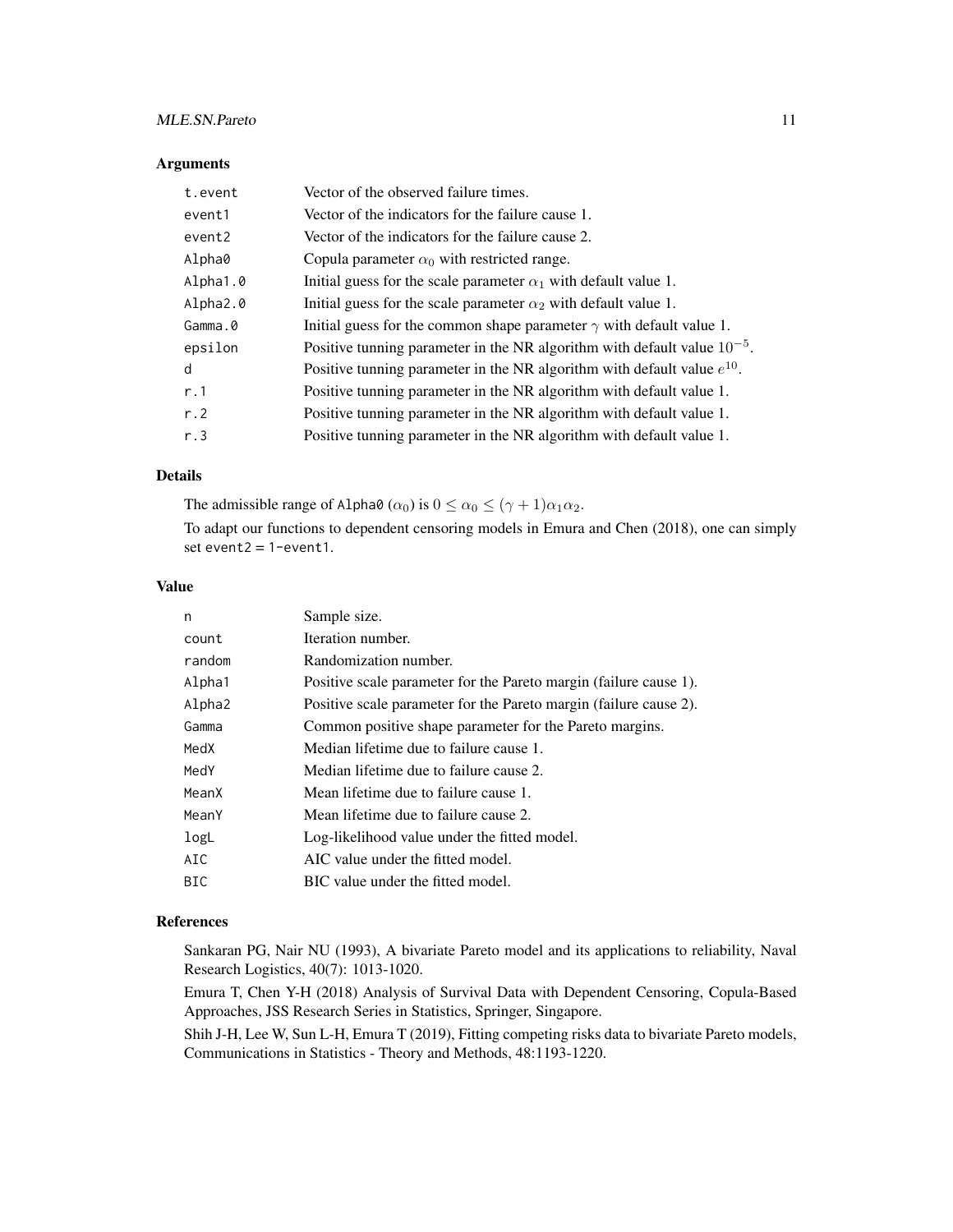## Arguments

| | |
|---|---|
| `t.event` | Vector of the observed failure times. |
| `event1` | Vector of the indicators for the failure cause 1. |
| `event2` | Vector of the indicators for the failure cause 2. |
| `Alpha0` | Copula parameter $\alpha_0$ with restricted range. |
| `Alpha1.0` | Initial guess for the scale parameter $\alpha_1$ with default value 1. |
| `Alpha2.0` | Initial guess for the scale parameter $\alpha_2$ with default value 1. |
| `Gamma.0` | Initial guess for the common shape parameter $\gamma$ with default value 1. |
| `epsilon` | Positive tunning parameter in the NR algorithm with default value $10^{-5}$. |
| `d` | Positive tunning parameter in the NR algorithm with default value $e^{10}$. |
| `r.1` | Positive tunning parameter in the NR algorithm with default value 1. |
| `r.2` | Positive tunning parameter in the NR algorithm with default value 1. |
| `r.3` | Positive tunning parameter in the NR algorithm with default value 1. |

## Details

The admissible range of `Alpha0` ($\alpha_0$) is $0 \le \alpha_0 \le (\gamma+1)\alpha_1\alpha_2$.

To adapt our functions to dependent censoring models in Emura and Chen (2018), one can simply set `event2 = 1-event1`.

## Value

| | |
|---|---|
| `n` | Sample size. |
| `count` | Iteration number. |
| `random` | Randomization number. |
| `Alpha1` | Positive scale parameter for the Pareto margin (failure cause 1). |
| `Alpha2` | Positive scale parameter for the Pareto margin (failure cause 2). |
| `Gamma` | Common positive shape parameter for the Pareto margins. |
| `MedX` | Median lifetime due to failure cause 1. |
| `MedY` | Median lifetime due to failure cause 2. |
| `MeanX` | Mean lifetime due to failure cause 1. |
| `MeanY` | Mean lifetime due to failure cause 2. |
| `logL` | Log-likelihood value under the fitted model. |
| `AIC` | AIC value under the fitted model. |
| `BIC` | BIC value under the fitted model. |

## References

Sankaran PG, Nair NU (1993), A bivariate Pareto model and its applications to reliability, Naval Research Logistics, 40(7): 1013-1020.

Emura T, Chen Y-H (2018) Analysis of Survival Data with Dependent Censoring, Copula-Based Approaches, JSS Research Series in Statistics, Springer, Singapore.

Shih J-H, Lee W, Sun L-H, Emura T (2019), Fitting competing risks data to bivariate Pareto models, Communications in Statistics - Theory and Methods, 48:1193-1220.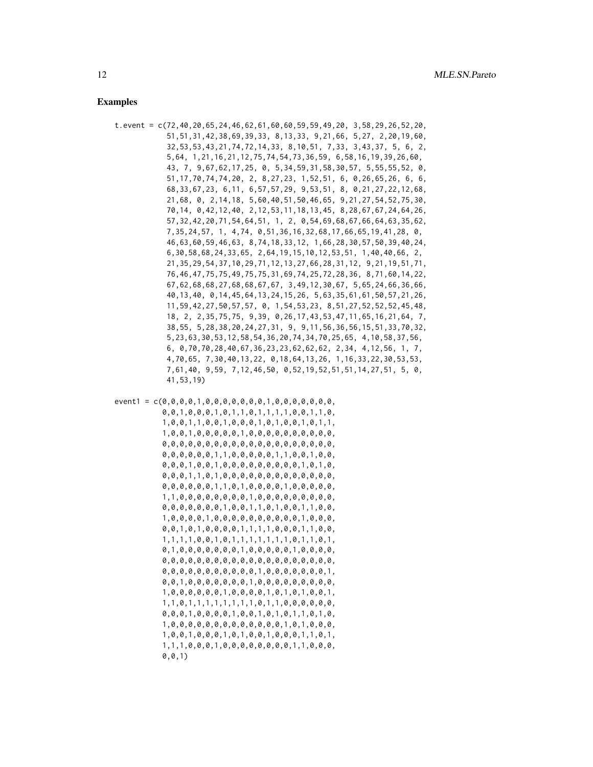### Examples

```
t.event = c(72,40,20,65,24,46,62,61,60,60,59,59,49,20, 3,58,29,26,52,20,
            51,51,31,42,38,69,39,33, 8,13,33, 9,21,66, 5,27, 2,20,19,60,
            32,53,53,43,21,74,72,14,33, 8,10,51, 7,33, 3,43,37, 5, 6, 2,
            5,64, 1,21,16,21,12,75,74,54,73,36,59, 6,58,16,19,39,26,60,
            43, 7, 9,67,62,17,25, 0, 5,34,59,31,58,30,57, 5,55,55,52, 0,
            51,17,70,74,74,20, 2, 8,27,23, 1,52,51, 6, 0,26,65,26, 6, 6,
            68,33,67,23, 6,11, 6,57,57,29, 9,53,51, 8, 0,21,27,22,12,68,
            21,68, 0, 2,14,18, 5,60,40,51,50,46,65, 9,21,27,54,52,75,30,
            70,14, 0,42,12,40, 2,12,53,11,18,13,45, 8,28,67,67,24,64,26,
            57,32,42,20,71,54,64,51, 1, 2, 0,54,69,68,67,66,64,63,35,62,
            7,35,24,57, 1, 4,74, 0,51,36,16,32,68,17,66,65,19,41,28, 0,
            46,63,60,59,46,63, 8,74,18,33,12, 1,66,28,30,57,50,39,40,24,
            6,30,58,68,24,33,65, 2,64,19,15,10,12,53,51, 1,40,40,66, 2,
            21,35,29,54,37,10,29,71,12,13,27,66,28,31,12, 9,21,19,51,71,
            76,46,47,75,75,49,75,75,31,69,74,25,72,28,36, 8,71,60,14,22,
            67,62,68,68,27,68,68,67,67, 3,49,12,30,67, 5,65,24,66,36,66,
            40,13,40, 0,14,45,64,13,24,15,26, 5,63,35,61,61,50,57,21,26,
            11,59,42,27,50,57,57, 0, 1,54,53,23, 8,51,27,52,52,52,45,48,
            18, 2, 2,35,75,75, 9,39, 0,26,17,43,53,47,11,65,16,21,64, 7,
            38,55, 5,28,38,20,24,27,31, 9, 9,11,56,36,56,15,51,33,70,32,
            5,23,63,30,53,12,58,54,36,20,74,34,70,25,65, 4,10,58,37,56,
            6, 0,70,70,28,40,67,36,23,23,62,62,62, 2,34, 4,12,56, 1, 7,
            4,70,65, 7,30,40,13,22, 0,18,64,13,26, 1,16,33,22,30,53,53,
            7,61,40, 9,59, 7,12,46,50, 0,52,19,52,51,51,14,27,51, 5, 0,
            41,53,19)

event1 = c(0,0,0,0,1,0,0,0,0,0,0,0,1,0,0,0,0,0,0,0,
           0,0,1,0,0,0,1,0,1,1,0,1,1,1,1,0,0,1,1,0,
           1,0,0,1,1,0,0,1,0,0,0,1,0,1,0,0,1,0,1,1,
           1,0,0,1,0,0,0,0,0,1,0,0,0,0,0,0,0,0,0,0,
           0,0,0,0,0,0,0,0,0,0,0,0,0,0,0,0,0,0,0,0,
           0,0,0,0,0,0,1,1,0,0,0,0,0,1,1,0,0,1,0,0,
           0,0,0,1,0,0,1,0,0,0,0,0,0,0,0,0,1,0,1,0,
           0,0,0,1,1,0,1,0,0,0,0,0,0,0,0,0,0,0,0,0,
           0,0,0,0,0,0,1,1,0,1,0,0,0,0,1,0,0,0,0,0,
           1,1,0,0,0,0,0,0,0,0,1,0,0,0,0,0,0,0,0,0,
           0,0,0,0,0,0,0,1,0,0,1,1,0,1,0,0,1,1,0,0,
           1,0,0,0,0,1,0,0,0,0,0,0,0,0,0,0,1,0,0,0,
           0,0,1,0,1,0,0,0,0,1,1,1,1,0,0,0,1,1,0,0,
           1,1,1,1,0,0,1,0,1,1,1,1,1,1,1,0,1,1,0,1,
           0,1,0,0,0,0,0,0,0,1,0,0,0,0,0,1,0,0,0,0,
           0,0,0,0,0,0,0,0,0,0,0,0,0,0,0,0,0,0,0,0,
           0,0,0,0,0,0,0,0,0,0,0,1,0,0,0,0,0,0,0,1,
           0,0,1,0,0,0,0,0,0,0,1,0,0,0,0,0,0,0,0,0,
           1,0,0,0,0,0,0,1,0,0,0,0,1,0,1,0,1,0,0,1,
           1,1,0,1,1,1,1,1,1,1,1,0,1,1,0,0,0,0,0,0,
           0,0,0,1,0,0,0,0,1,0,0,1,0,1,0,1,1,0,1,0,
           1,0,0,0,0,0,0,0,0,0,0,0,0,0,1,0,1,0,0,0,
           1,0,0,1,0,0,0,1,0,1,0,0,1,0,0,0,1,1,0,1,
           1,1,1,0,0,0,1,0,0,0,0,0,0,0,0,1,1,0,0,0,
           0,0,1)
```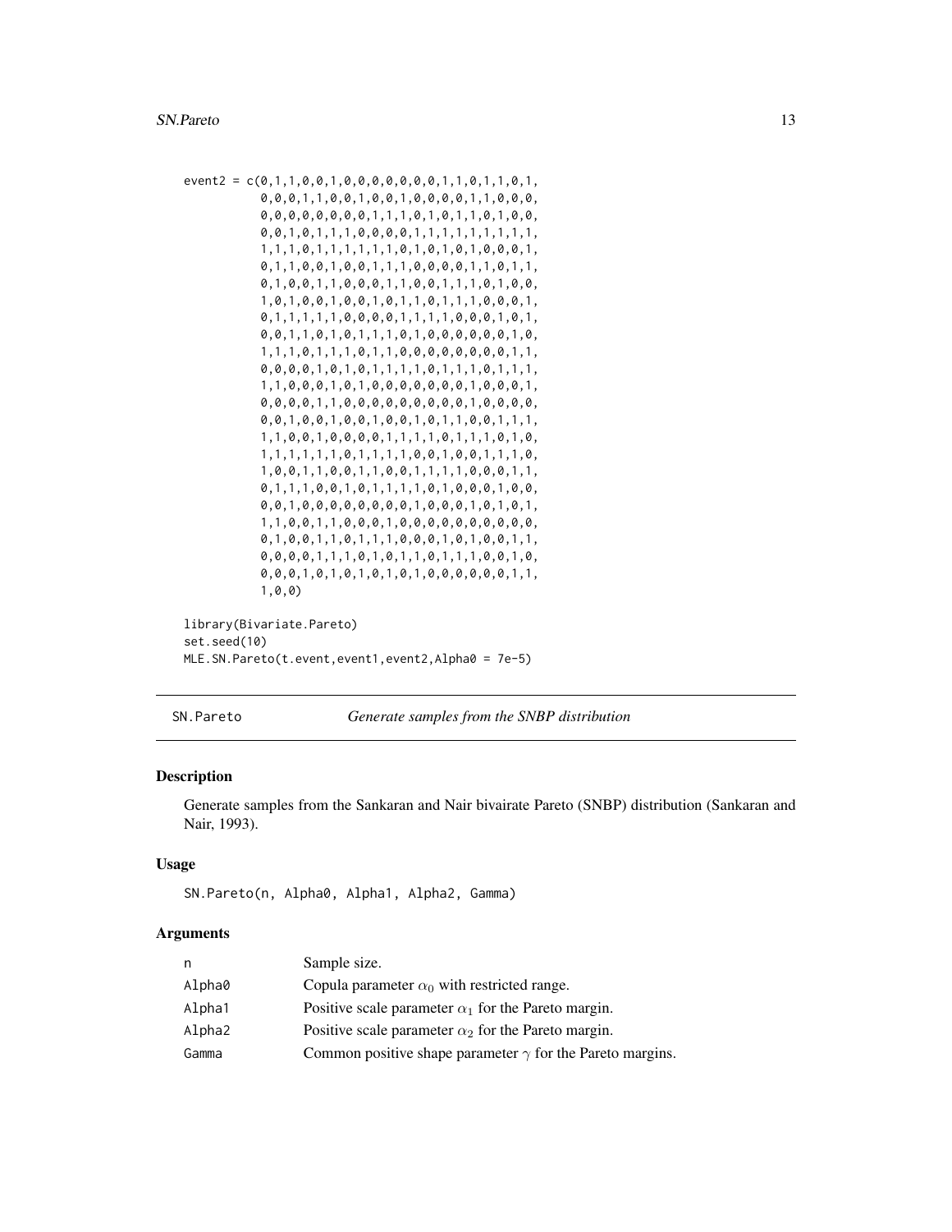```
event2 = c(0,1,1,0,0,1,0,0,0,0,0,0,0,1,1,0,1,1,0,1,
           0,0,0,1,1,0,0,1,0,0,1,0,0,0,0,1,1,0,0,0,
           0,0,0,0,0,0,0,0,1,1,1,0,1,0,1,1,0,1,0,0,
           0,0,1,0,1,1,1,0,0,0,0,1,1,1,1,1,1,1,1,1,
           1,1,1,0,1,1,1,1,1,1,0,1,0,1,0,1,0,0,0,1,
           0,1,1,0,0,1,0,0,1,1,1,0,0,0,0,1,1,0,1,1,
           0,1,0,0,1,1,0,0,0,1,1,0,0,1,1,1,0,1,0,0,
           1,0,1,0,0,1,0,0,1,0,1,1,0,1,1,1,0,0,0,1,
           0,1,1,1,1,1,0,0,0,0,1,1,1,1,0,0,0,1,0,1,
           0,0,1,1,0,1,0,1,1,1,0,1,0,0,0,0,0,0,1,0,
           1,1,1,0,1,1,1,0,1,1,0,0,0,0,0,0,0,0,1,1,
           0,0,0,0,1,0,1,0,1,1,1,1,0,1,1,1,0,1,1,1,
           1,1,0,0,0,1,0,1,0,0,0,0,0,0,0,1,0,0,0,1,
           0,0,0,0,1,1,0,0,0,0,0,0,0,0,0,1,0,0,0,0,
           0,0,1,0,0,1,0,0,1,0,0,1,0,1,1,0,0,1,1,1,
           1,1,0,0,1,0,0,0,0,1,1,1,1,0,1,1,1,0,1,0,
           1,1,1,1,1,1,0,1,1,1,1,0,0,1,0,0,1,1,1,0,
           1,0,0,1,1,0,0,1,1,0,0,1,1,1,1,0,0,0,1,1,
           0,1,1,1,0,0,1,0,1,1,1,1,0,1,0,0,0,1,0,0,
           0,0,1,0,0,0,0,0,0,0,0,1,0,0,0,1,0,1,0,1,
           1,1,0,0,1,1,0,0,0,1,0,0,0,0,0,0,0,0,0,0,
           0,1,0,0,1,1,0,1,1,1,0,0,0,1,0,1,0,0,1,1,
           0,0,0,0,1,1,1,0,1,0,1,1,0,1,1,1,0,0,1,0,
           0,0,0,1,0,1,0,1,0,1,0,1,0,0,0,0,0,0,1,1,
           1,0,0)

library(Bivariate.Pareto)
set.seed(10)
MLE.SN.Pareto(t.event,event1,event2,Alpha0 = 7e-5)
```

## SN.Pareto — *Generate samples from the SNBP distribution*

### Description

Generate samples from the Sankaran and Nair bivairate Pareto (SNBP) distribution (Sankaran and Nair, 1993).

### Usage

```
SN.Pareto(n, Alpha0, Alpha1, Alpha2, Gamma)
```

### Arguments

| | |
|---|---|
| n | Sample size. |
| Alpha0 | Copula parameter $\alpha_0$ with restricted range. |
| Alpha1 | Positive scale parameter $\alpha_1$ for the Pareto margin. |
| Alpha2 | Positive scale parameter $\alpha_2$ for the Pareto margin. |
| Gamma | Common positive shape parameter $\gamma$ for the Pareto margins. |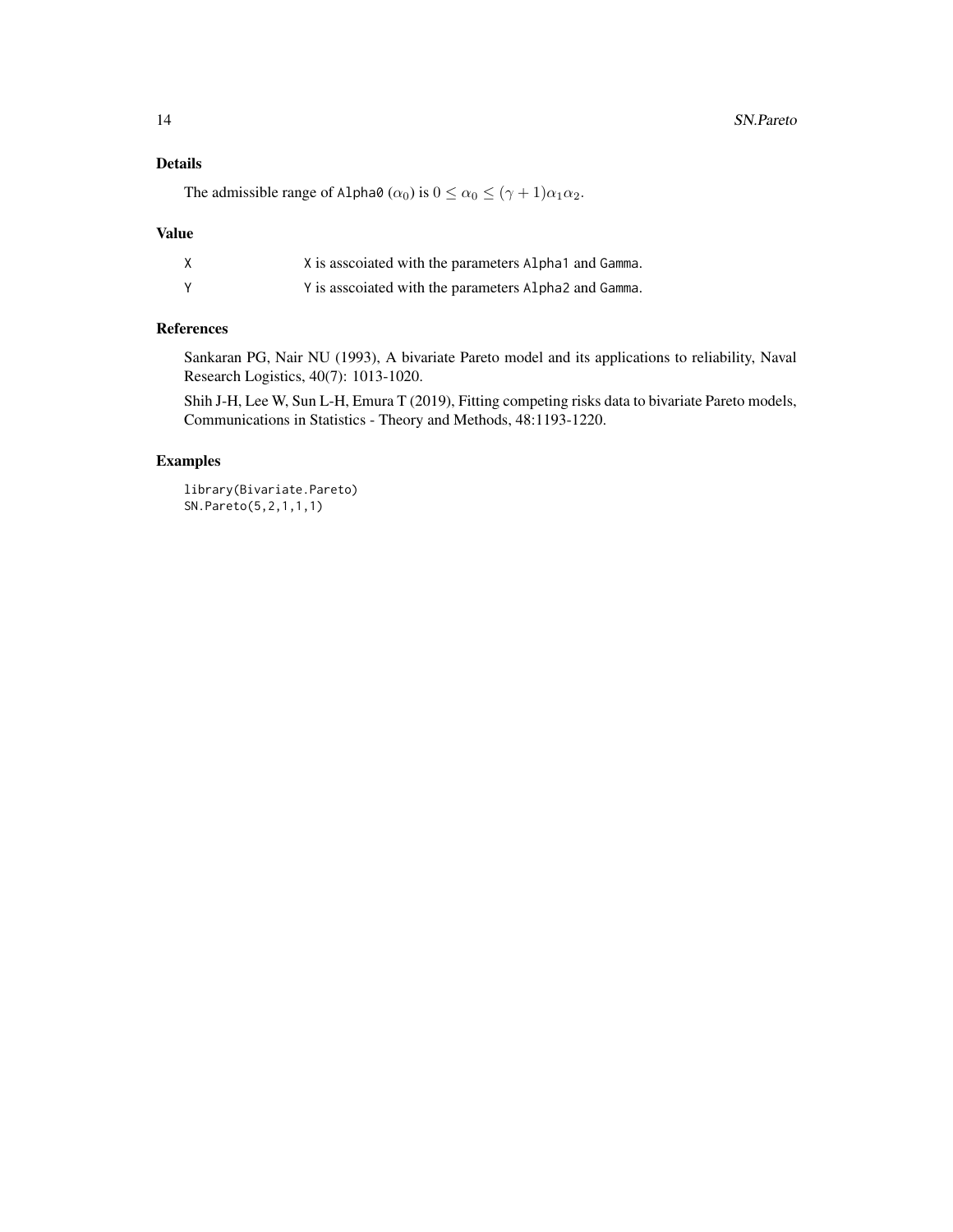### Details

The admissible range of `Alpha0` ($\alpha_0$) is $0 \leq \alpha_0 \leq (\gamma + 1)\alpha_1\alpha_2$.

### Value

| | |
|---|---|
| `X` | `X` is asscoiated with the parameters `Alpha1` and `Gamma`. |
| `Y` | `Y` is asscoiated with the parameters `Alpha2` and `Gamma`. |

### References

Sankaran PG, Nair NU (1993), A bivariate Pareto model and its applications to reliability, Naval Research Logistics, 40(7): 1013-1020.

Shih J-H, Lee W, Sun L-H, Emura T (2019), Fitting competing risks data to bivariate Pareto models, Communications in Statistics - Theory and Methods, 48:1193-1220.

### Examples

```
library(Bivariate.Pareto)
SN.Pareto(5,2,1,1,1)
```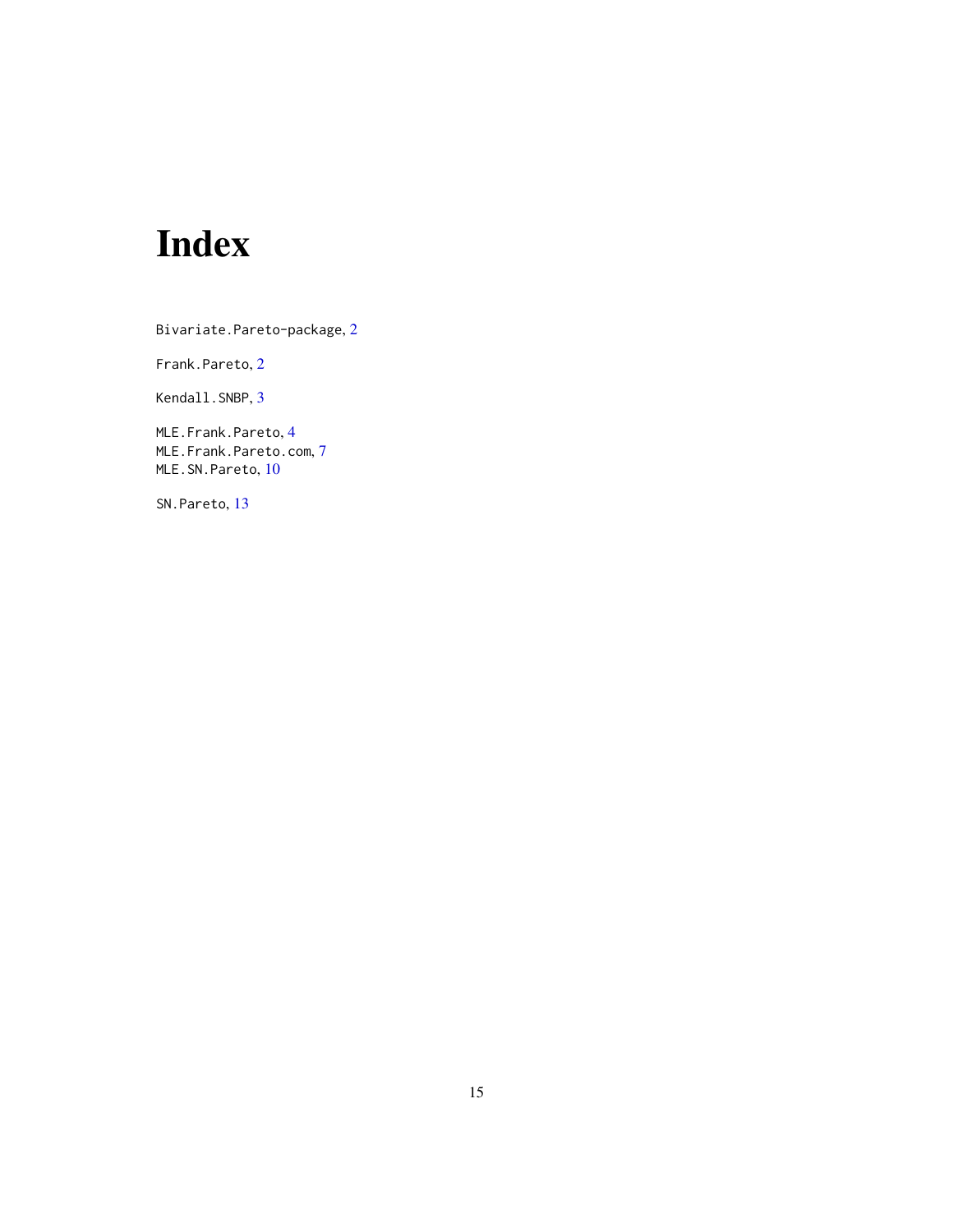# Index

Bivariate.Pareto-package, 2

Frank.Pareto, 2

Kendall.SNBP, 3

MLE.Frank.Pareto, 4
MLE.Frank.Pareto.com, 7
MLE.SN.Pareto, 10

SN.Pareto, 13